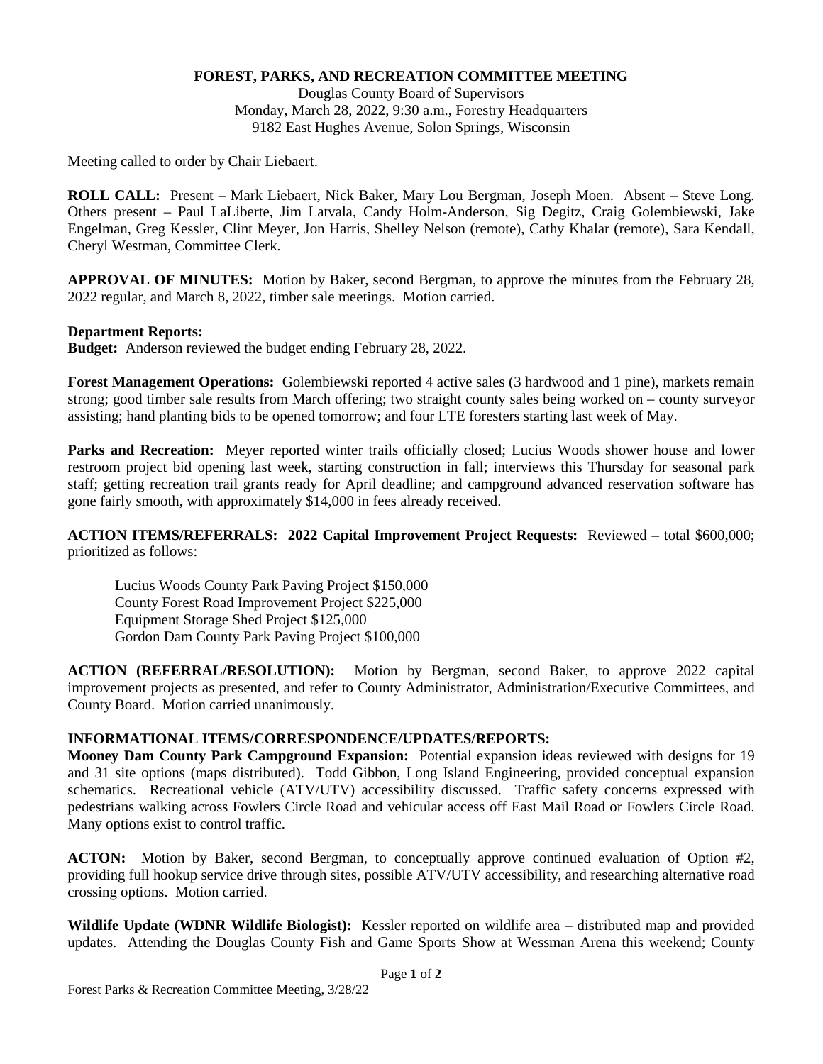**FOREST, PARKS, AND RECREATION COMMITTEE MEETING**

Douglas County Board of Supervisors
Monday, March 28, 2022, 9:30 a.m., Forestry Headquarters
9182 East Hughes Avenue, Solon Springs, Wisconsin

Meeting called to order by Chair Liebaert.

**ROLL CALL:** Present – Mark Liebaert, Nick Baker, Mary Lou Bergman, Joseph Moen. Absent – Steve Long. Others present – Paul LaLiberte, Jim Latvala, Candy Holm-Anderson, Sig Degitz, Craig Golembiewski, Jake Engelman, Greg Kessler, Clint Meyer, Jon Harris, Shelley Nelson (remote), Cathy Khalar (remote), Sara Kendall, Cheryl Westman, Committee Clerk.

**APPROVAL OF MINUTES:** Motion by Baker, second Bergman, to approve the minutes from the February 28, 2022 regular, and March 8, 2022, timber sale meetings. Motion carried.

**Department Reports:**

**Budget:** Anderson reviewed the budget ending February 28, 2022.

**Forest Management Operations:** Golembiewski reported 4 active sales (3 hardwood and 1 pine), markets remain strong; good timber sale results from March offering; two straight county sales being worked on – county surveyor assisting; hand planting bids to be opened tomorrow; and four LTE foresters starting last week of May.

**Parks and Recreation:** Meyer reported winter trails officially closed; Lucius Woods shower house and lower restroom project bid opening last week, starting construction in fall; interviews this Thursday for seasonal park staff; getting recreation trail grants ready for April deadline; and campground advanced reservation software has gone fairly smooth, with approximately $14,000 in fees already received.

**ACTION ITEMS/REFERRALS: 2022 Capital Improvement Project Requests:** Reviewed – total $600,000; prioritized as follows:

Lucius Woods County Park Paving Project $150,000
County Forest Road Improvement Project $225,000
Equipment Storage Shed Project $125,000
Gordon Dam County Park Paving Project $100,000

**ACTION (REFERRAL/RESOLUTION):** Motion by Bergman, second Baker, to approve 2022 capital improvement projects as presented, and refer to County Administrator, Administration/Executive Committees, and County Board. Motion carried unanimously.

**INFORMATIONAL ITEMS/CORRESPONDENCE/UPDATES/REPORTS:**

**Mooney Dam County Park Campground Expansion:** Potential expansion ideas reviewed with designs for 19 and 31 site options (maps distributed). Todd Gibbon, Long Island Engineering, provided conceptual expansion schematics. Recreational vehicle (ATV/UTV) accessibility discussed. Traffic safety concerns expressed with pedestrians walking across Fowlers Circle Road and vehicular access off East Mail Road or Fowlers Circle Road. Many options exist to control traffic.

**ACTON:** Motion by Baker, second Bergman, to conceptually approve continued evaluation of Option #2, providing full hookup service drive through sites, possible ATV/UTV accessibility, and researching alternative road crossing options. Motion carried.

**Wildlife Update (WDNR Wildlife Biologist):** Kessler reported on wildlife area – distributed map and provided updates. Attending the Douglas County Fish and Game Sports Show at Wessman Arena this weekend; County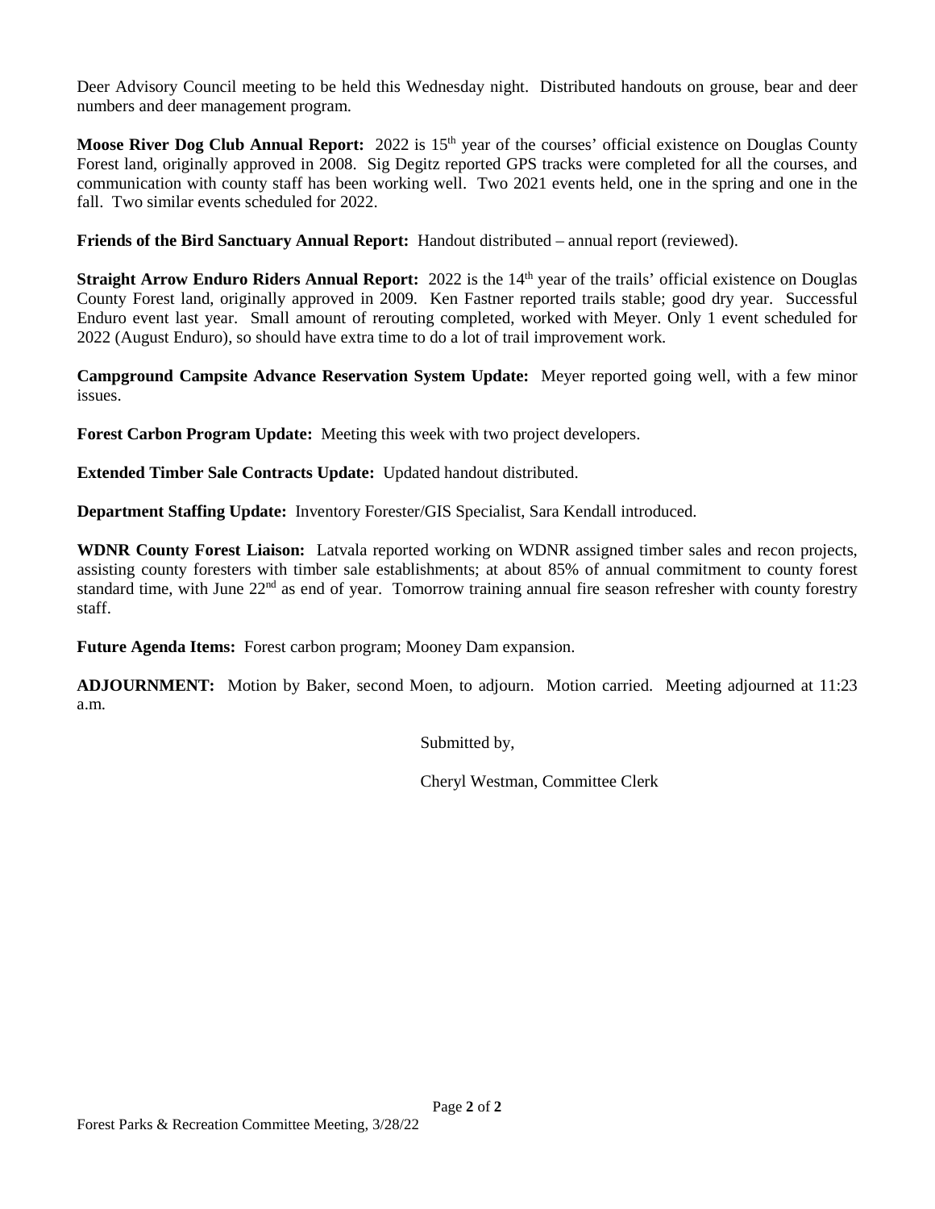Deer Advisory Council meeting to be held this Wednesday night. Distributed handouts on grouse, bear and deer numbers and deer management program.

**Moose River Dog Club Annual Report:** 2022 is 15th year of the courses' official existence on Douglas County Forest land, originally approved in 2008. Sig Degitz reported GPS tracks were completed for all the courses, and communication with county staff has been working well. Two 2021 events held, one in the spring and one in the fall. Two similar events scheduled for 2022.

**Friends of the Bird Sanctuary Annual Report:** Handout distributed – annual report (reviewed).

**Straight Arrow Enduro Riders Annual Report:** 2022 is the 14th year of the trails' official existence on Douglas County Forest land, originally approved in 2009. Ken Fastner reported trails stable; good dry year. Successful Enduro event last year. Small amount of rerouting completed, worked with Meyer. Only 1 event scheduled for 2022 (August Enduro), so should have extra time to do a lot of trail improvement work.

**Campground Campsite Advance Reservation System Update:** Meyer reported going well, with a few minor issues.

**Forest Carbon Program Update:** Meeting this week with two project developers.

**Extended Timber Sale Contracts Update:** Updated handout distributed.

**Department Staffing Update:** Inventory Forester/GIS Specialist, Sara Kendall introduced.

**WDNR County Forest Liaison:** Latvala reported working on WDNR assigned timber sales and recon projects, assisting county foresters with timber sale establishments; at about 85% of annual commitment to county forest standard time, with June 22nd as end of year. Tomorrow training annual fire season refresher with county forestry staff.

**Future Agenda Items:** Forest carbon program; Mooney Dam expansion.

**ADJOURNMENT:** Motion by Baker, second Moen, to adjourn. Motion carried. Meeting adjourned at 11:23 a.m.

Submitted by,

Cheryl Westman, Committee Clerk